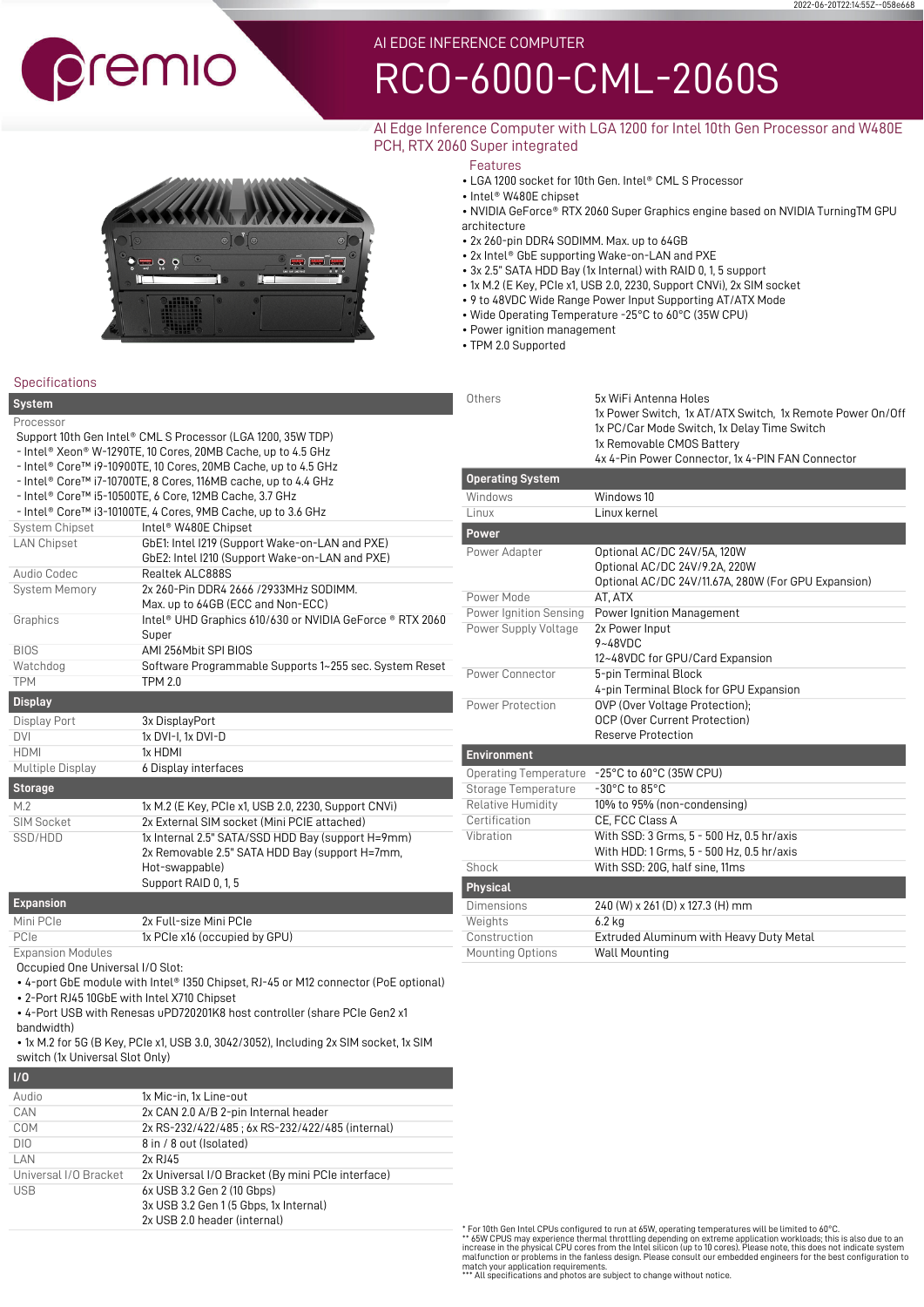AI EDGE INFERENCE COMPUTER

# RCO-6000-CML-2060S

AI Edge Inference Computer with LGA 1200 for Intel 10th Gen Processor and W480E PCH, RTX 2060 Super integrated

## Features

- LGA 1200 socket for 10th Gen. Intel® CML S Processor
- Intel® W480E chipset
- NVIDIA GeForce® RTX 2060 Super Graphics engine based on NVIDIA TuringTM GPU architecture
- 2x 260-pin DDR4 SODIMM. Max. up to 64GB
- 2x Intel® GbE supporting Wake-on-LAN and PXE
- 3x 2.5" SATA HDD Bay (1x Internal) with RAID 0, 1, 5 support
- 1x M.2 (E Key, PCIe x1, USB 2.0, 2230, Support CNVi), 2x SIM socket
- 9 to 48VDC Wide Range Power Input Supporting AT/ATX Mode
- Wide Operating Temperature -25°C to 60°C (35W CPU)
- Power ignition management
- TPM 2.0 Supported

## Specifications

### System

**Processor**

Support 10th Gen Intel® CML S Processor (LGA 1200, 35W TDP)
- Intel® Xeon® W-1290TE, 10 Cores, 20MB Cache, up to 4.5 GHz
- Intel® Core™ i9-10900TE, 10 Cores, 20MB Cache, up to 4.5 GHz
- Intel® Core™ i7-10700TE, 8 Cores, 116MB cache, up to 4.4 GHz
- Intel® Core™ i5-10500TE, 6 Core, 12MB Cache, 3.7 GHz
- Intel® Core™ i3-10100TE, 4 Cores, 9MB Cache, up to 3.6 GHz

| | |
|---|---|
| System Chipset | Intel® W480E Chipset |
| LAN Chipset | GbE1: Intel I219 (Support Wake-on-LAN and PXE)<br>GbE2: Intel I210 (Support Wake-on-LAN and PXE) |
| Audio Codec | Realtek ALC888S |
| System Memory | 2x 260-Pin DDR4 2666 /2933MHz SODIMM.<br>Max. up to 64GB (ECC and Non-ECC) |
| Graphics | Intel® UHD Graphics 610/630 or NVIDIA GeForce ® RTX 2060 Super |
| BIOS | AMI 256Mbit SPI BIOS |
| Watchdog | Software Programmable Supports 1~255 sec. System Reset |
| TPM | TPM 2.0 |

### Display

| | |
|---|---|
| Display Port | 3x DisplayPort |
| DVI | 1x DVI-I, 1x DVI-D |
| HDMI | 1x HDMI |
| Multiple Display | 6 Display interfaces |

### Storage

| | |
|---|---|
| M.2 | 1x M.2 (E Key, PCIe x1, USB 2.0, 2230, Support CNVi) |
| SIM Socket | 2x External SIM socket (Mini PCIE attached) |
| SSD/HDD | 1x Internal 2.5" SATA/SSD HDD Bay (support H=9mm)<br>2x Removable 2.5" SATA HDD Bay (support H=7mm, Hot-swappable)<br>Support RAID 0, 1, 5 |

### Expansion

| | |
|---|---|
| Mini PCIe | 2x Full-size Mini PCIe |
| PCIe | 1x PCIe x16 (occupied by GPU) |

**Expansion Modules**

Occupied One Universal I/O Slot:
- 4-port GbE module with Intel® I350 Chipset, RJ-45 or M12 connector (PoE optional)
- 2-Port RJ45 10GbE with Intel X710 Chipset
- 4-Port USB with Renesas uPD720201K8 host controller (share PCIe Gen2 x1 bandwidth)
- 1x M.2 for 5G (B Key, PCIe x1, USB 3.0, 3042/3052), Including 2x SIM socket, 1x SIM switch (1x Universal Slot Only)

### I/O

| | |
|---|---|
| Audio | 1x Mic-in, 1x Line-out |
| CAN | 2x CAN 2.0 A/B 2-pin Internal header |
| COM | 2x RS-232/422/485 ; 6x RS-232/422/485 (internal) |
| DIO | 8 in / 8 out (Isolated) |
| LAN | 2x RJ45 |
| Universal I/O Bracket | 2x Universal I/O Bracket (By mini PCIe interface) |
| USB | 6x USB 3.2 Gen 2 (10 Gbps)<br>3x USB 3.2 Gen 1 (5 Gbps, 1x Internal)<br>2x USB 2.0 header (internal) |
| Others | 5x WiFi Antenna Holes<br>1x Power Switch, 1x AT/ATX Switch, 1x Remote Power On/Off<br>1x PC/Car Mode Switch, 1x Delay Time Switch<br>1x Removable CMOS Battery<br>4x 4-Pin Power Connector, 1x 4-PIN FAN Connector |

### Operating System

| | |
|---|---|
| Windows | Windows 10 |
| Linux | Linux kernel |

### Power

| | |
|---|---|
| Power Adapter | Optional AC/DC 24V/5A, 120W<br>Optional AC/DC 24V/9.2A, 220W<br>Optional AC/DC 24V/11.67A, 280W (For GPU Expansion) |
| Power Mode | AT, ATX |
| Power Ignition Sensing | Power Ignition Management |
| Power Supply Voltage | 2x Power Input<br>9~48VDC<br>12~48VDC for GPU/Card Expansion |
| Power Connector | 5-pin Terminal Block<br>4-pin Terminal Block for GPU Expansion |
| Power Protection | OVP (Over Voltage Protection);<br>OCP (Over Current Protection)<br>Reserve Protection |

### Environment

| | |
|---|---|
| Operating Temperature | -25°C to 60°C (35W CPU) |
| Storage Temperature | -30°C to 85°C |
| Relative Humidity | 10% to 95% (non-condensing) |
| Certification | CE, FCC Class A |
| Vibration | With SSD: 3 Grms, 5 - 500 Hz, 0.5 hr/axis<br>With HDD: 1 Grms, 5 - 500 Hz, 0.5 hr/axis |
| Shock | With SSD: 20G, half sine, 11ms |

### Physical

| | |
|---|---|
| Dimensions | 240 (W) x 261 (D) x 127.3 (H) mm |
| Weights | 6.2 kg |
| Construction | Extruded Aluminum with Heavy Duty Metal |
| Mounting Options | Wall Mounting |

\* For 10th Gen Intel CPUs configured to run at 65W, operating temperatures will be limited to 60°C.
\*\* 65W CPUS may experience thermal throttling depending on extreme application workloads; this is also due to an increase in the physical CPU cores from the Intel silicon (up to 10 cores). Please note, this does not indicate system malfunction or problems in the fanless design. Please consult our embedded engineers for the best configuration to match your application requirements.
\*\*\* All specifications and photos are subject to change without notice.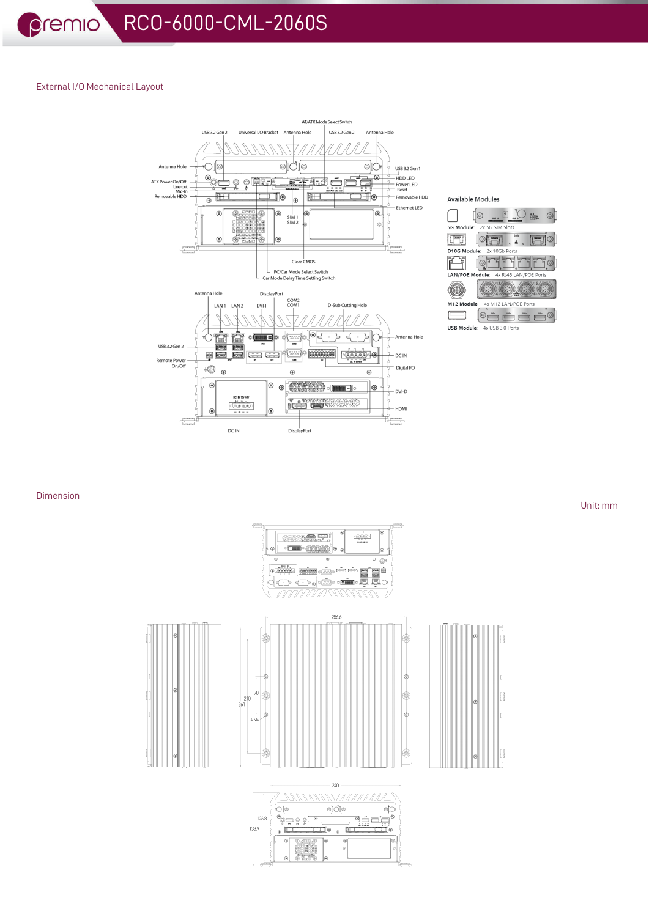# RCO-6000-CML-2060S

## External I/O Mechanical Layout

AT/ATX Mode Select Switch

USB 3.2 Gen 2 | Universal I/O Bracket | Antenna Hole | USB 3.2 Gen 2 | Antenna Hole

Antenna Hole

USB 3.2 Gen 1

ATX Power On/Off

Line-out

Mic-In

Removable HDD

HDD LED

Power LED

Reset

Removable HDD

Ethernet LED

SIM 1

SIM 2

Clear CMOS

PC/Car Mode Select Switch

Car Mode Delay Time Setting Switch

Antenna Hole | DisplayPort

LAN 1 | LAN 2 | DVI-I | COM2 | COM1 | D-Sub Cutting Hole

Antenna Hole

USB 3.2 Gen 2

DC IN

Remote Power On/Off

Digital I/O

DVI-D

HDMI

DC IN | DisplayPort

### Available Modules

**5G Module**: 2x 5G SIM Slots

**D10G Module**: 2x 10Gb Ports

**LAN/POE Module**: 4x RJ45 LAN/POE Ports

**M12 Module**: 4x M12 LAN/POE Ports

**USB Module**: 4x USB 3.0 Ports

## Dimension

Unit: mm

256.6

70

210

261

4-M4

240

126.8

133.9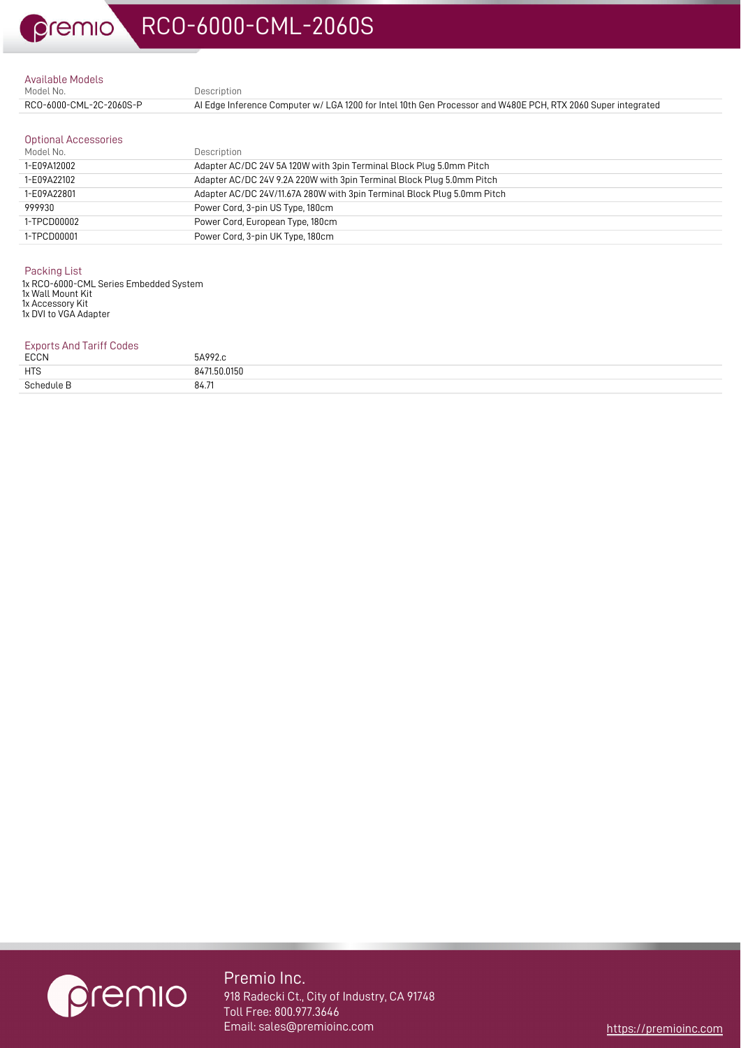## Available Models

| Model No. | Description |
| --- | --- |
| RCO-6000-CML-2C-2060S-P | AI Edge Inference Computer w/ LGA 1200 for Intel 10th Gen Processor and W480E PCH, RTX 2060 Super integrated |

## Optional Accessories

| Model No. | Description |
| --- | --- |
| 1-E09A12002 | Adapter AC/DC 24V 5A 120W with 3pin Terminal Block Plug 5.0mm Pitch |
| 1-E09A22102 | Adapter AC/DC 24V 9.2A 220W with 3pin Terminal Block Plug 5.0mm Pitch |
| 1-E09A22801 | Adapter AC/DC 24V/11.67A 280W with 3pin Terminal Block Plug 5.0mm Pitch |
| 999930 | Power Cord, 3-pin US Type, 180cm |
| 1-TPCD00002 | Power Cord, European Type, 180cm |
| 1-TPCD00001 | Power Cord, 3-pin UK Type, 180cm |

## Packing List

1x RCO-6000-CML Series Embedded System
1x Wall Mount Kit
1x Accessory Kit
1x DVI to VGA Adapter

## Exports And Tariff Codes

| | |
| --- | --- |
| ECCN | 5A992.c |
| HTS | 8471.50.0150 |
| Schedule B | 84.71 |

Premio Inc.
918 Radecki Ct., City of Industry, CA 91748
Toll Free: 800.977.3646
Email: sales@premioinc.com

https://premioinc.com